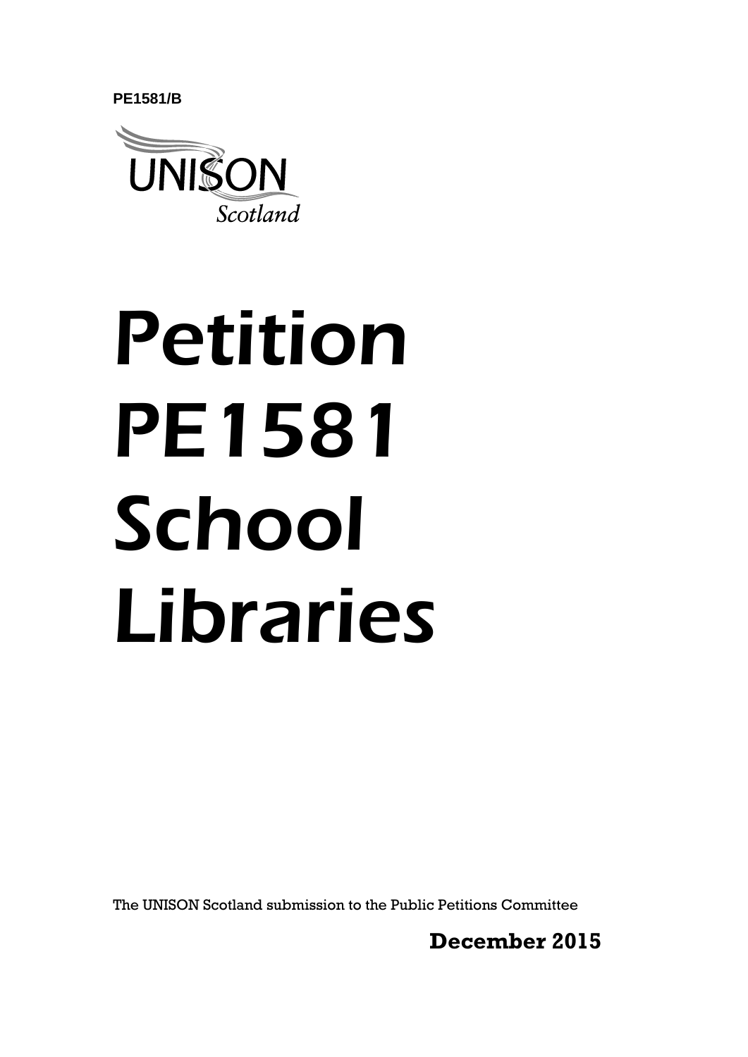**PE1581/B**

UNISON
*Scotland*

# Petition PE1581 School Libraries

The UNISON Scotland submission to the Public Petitions Committee

**December 2015**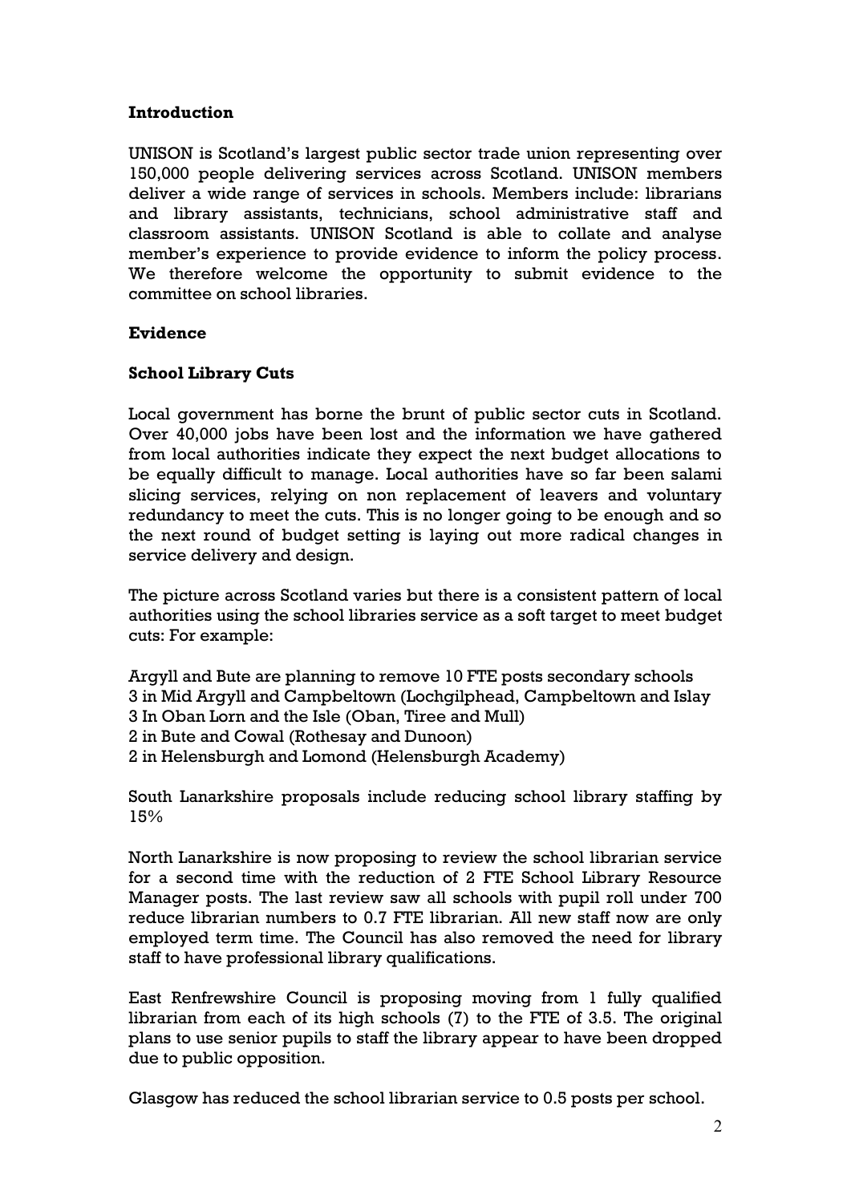**Introduction**

UNISON is Scotland's largest public sector trade union representing over 150,000 people delivering services across Scotland. UNISON members deliver a wide range of services in schools. Members include: librarians and library assistants, technicians, school administrative staff and classroom assistants. UNISON Scotland is able to collate and analyse member's experience to provide evidence to inform the policy process. We therefore welcome the opportunity to submit evidence to the committee on school libraries.

**Evidence**

**School Library Cuts**

Local government has borne the brunt of public sector cuts in Scotland. Over 40,000 jobs have been lost and the information we have gathered from local authorities indicate they expect the next budget allocations to be equally difficult to manage. Local authorities have so far been salami slicing services, relying on non replacement of leavers and voluntary redundancy to meet the cuts. This is no longer going to be enough and so the next round of budget setting is laying out more radical changes in service delivery and design.

The picture across Scotland varies but there is a consistent pattern of local authorities using the school libraries service as a soft target to meet budget cuts: For example:

Argyll and Bute are planning to remove 10 FTE posts secondary schools
3 in Mid Argyll and Campbeltown (Lochgilphead, Campbeltown and Islay
3 In Oban Lorn and the Isle (Oban, Tiree and Mull)
2 in Bute and Cowal (Rothesay and Dunoon)
2 in Helensburgh and Lomond (Helensburgh Academy)

South Lanarkshire proposals include reducing school library staffing by 15%

North Lanarkshire is now proposing to review the school librarian service for a second time with the reduction of 2 FTE School Library Resource Manager posts. The last review saw all schools with pupil roll under 700 reduce librarian numbers to 0.7 FTE librarian. All new staff now are only employed term time. The Council has also removed the need for library staff to have professional library qualifications.

East Renfrewshire Council is proposing moving from 1 fully qualified librarian from each of its high schools (7) to the FTE of 3.5. The original plans to use senior pupils to staff the library appear to have been dropped due to public opposition.

Glasgow has reduced the school librarian service to 0.5 posts per school.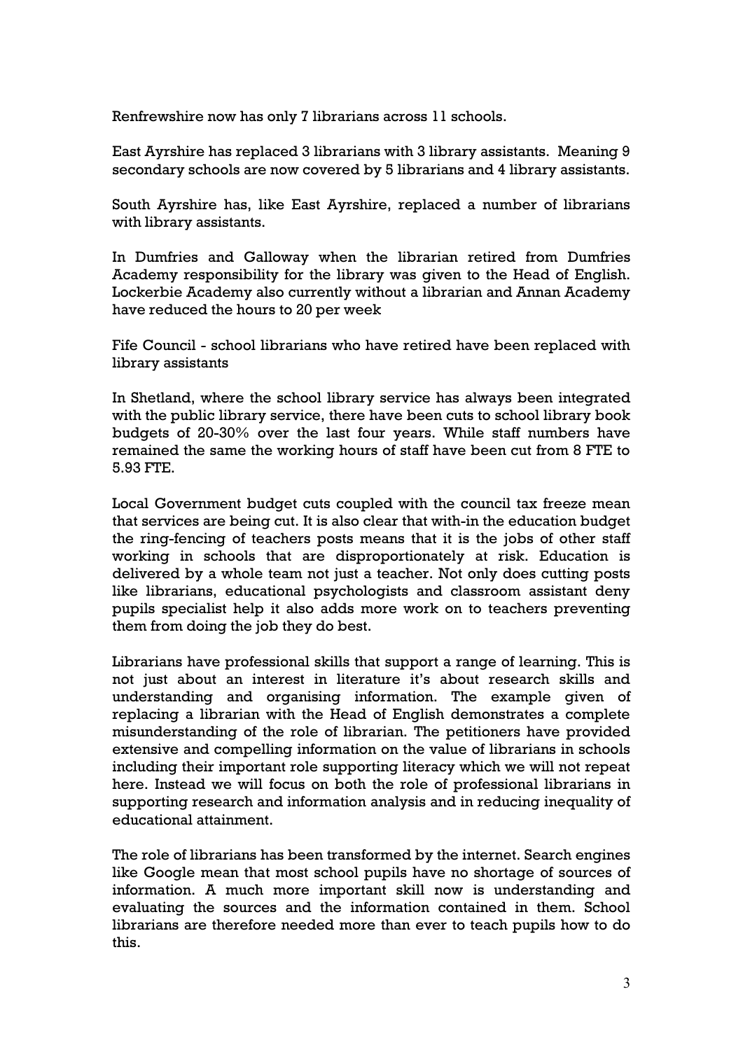Renfrewshire now has only 7 librarians across 11 schools.

East Ayrshire has replaced 3 librarians with 3 library assistants. Meaning 9 secondary schools are now covered by 5 librarians and 4 library assistants.

South Ayrshire has, like East Ayrshire, replaced a number of librarians with library assistants.

In Dumfries and Galloway when the librarian retired from Dumfries Academy responsibility for the library was given to the Head of English. Lockerbie Academy also currently without a librarian and Annan Academy have reduced the hours to 20 per week

Fife Council - school librarians who have retired have been replaced with library assistants

In Shetland, where the school library service has always been integrated with the public library service, there have been cuts to school library book budgets of 20-30% over the last four years. While staff numbers have remained the same the working hours of staff have been cut from 8 FTE to 5.93 FTE.

Local Government budget cuts coupled with the council tax freeze mean that services are being cut. It is also clear that with-in the education budget the ring-fencing of teachers posts means that it is the jobs of other staff working in schools that are disproportionately at risk. Education is delivered by a whole team not just a teacher. Not only does cutting posts like librarians, educational psychologists and classroom assistant deny pupils specialist help it also adds more work on to teachers preventing them from doing the job they do best.

Librarians have professional skills that support a range of learning. This is not just about an interest in literature it's about research skills and understanding and organising information. The example given of replacing a librarian with the Head of English demonstrates a complete misunderstanding of the role of librarian. The petitioners have provided extensive and compelling information on the value of librarians in schools including their important role supporting literacy which we will not repeat here. Instead we will focus on both the role of professional librarians in supporting research and information analysis and in reducing inequality of educational attainment.

The role of librarians has been transformed by the internet. Search engines like Google mean that most school pupils have no shortage of sources of information. A much more important skill now is understanding and evaluating the sources and the information contained in them. School librarians are therefore needed more than ever to teach pupils how to do this.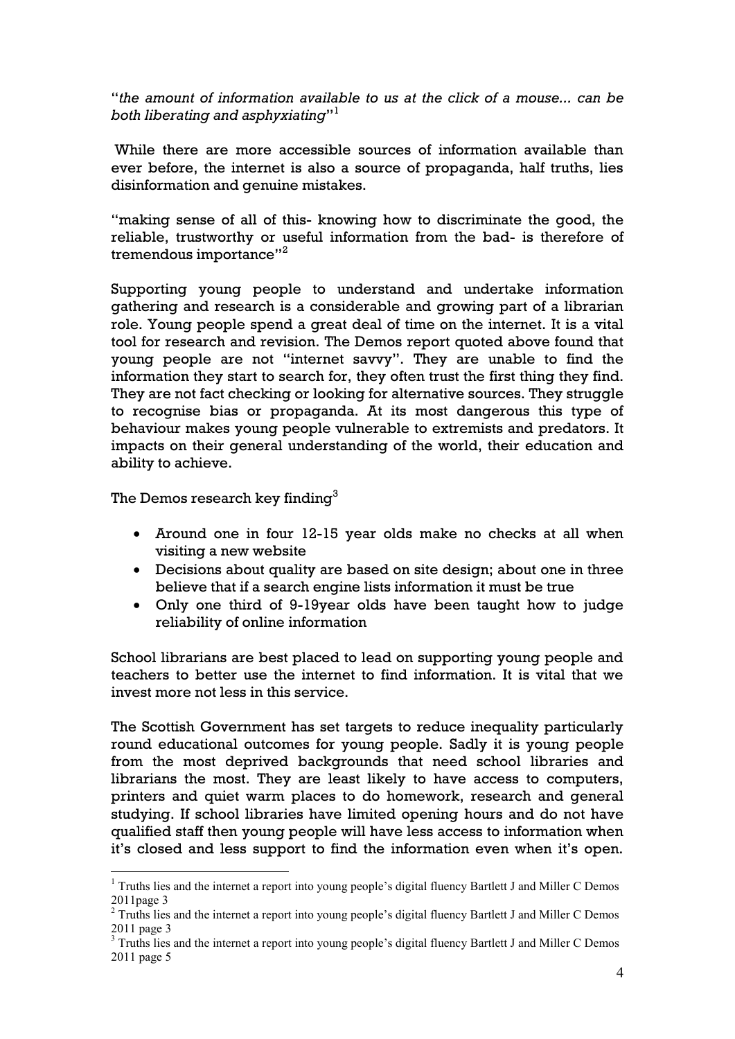"*the amount of information available to us at the click of a mouse... can be both liberating and asphyxiating*"[1]

While there are more accessible sources of information available than ever before, the internet is also a source of propaganda, half truths, lies disinformation and genuine mistakes.

"making sense of all of this- knowing how to discriminate the good, the reliable, trustworthy or useful information from the bad- is therefore of tremendous importance"[2]

Supporting young people to understand and undertake information gathering and research is a considerable and growing part of a librarian role. Young people spend a great deal of time on the internet. It is a vital tool for research and revision. The Demos report quoted above found that young people are not "internet savvy". They are unable to find the information they start to search for, they often trust the first thing they find. They are not fact checking or looking for alternative sources. They struggle to recognise bias or propaganda. At its most dangerous this type of behaviour makes young people vulnerable to extremists and predators. It impacts on their general understanding of the world, their education and ability to achieve.

The Demos research key finding[3]

- Around one in four 12-15 year olds make no checks at all when visiting a new website
- Decisions about quality are based on site design; about one in three believe that if a search engine lists information it must be true
- Only one third of 9-19year olds have been taught how to judge reliability of online information

School librarians are best placed to lead on supporting young people and teachers to better use the internet to find information. It is vital that we invest more not less in this service.

The Scottish Government has set targets to reduce inequality particularly round educational outcomes for young people. Sadly it is young people from the most deprived backgrounds that need school libraries and librarians the most. They are least likely to have access to computers, printers and quiet warm places to do homework, research and general studying. If school libraries have limited opening hours and do not have qualified staff then young people will have less access to information when it's closed and less support to find the information even when it's open.

[1] Truths lies and the internet a report into young people's digital fluency Bartlett J and Miller C Demos 2011page 3

[2] Truths lies and the internet a report into young people's digital fluency Bartlett J and Miller C Demos 2011 page 3

[3] Truths lies and the internet a report into young people's digital fluency Bartlett J and Miller C Demos 2011 page 5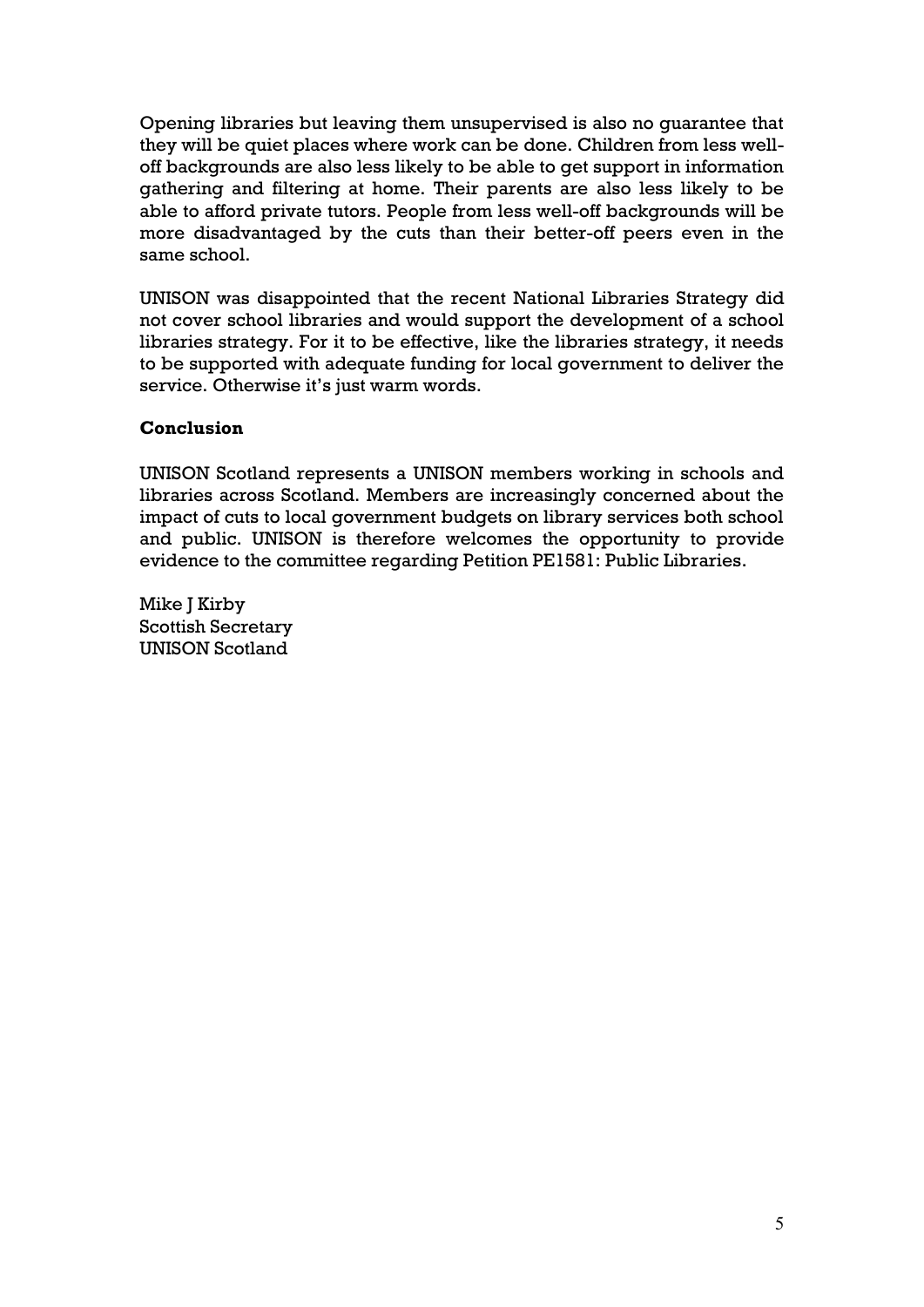Opening libraries but leaving them unsupervised is also no guarantee that they will be quiet places where work can be done. Children from less well-off backgrounds are also less likely to be able to get support in information gathering and filtering at home. Their parents are also less likely to be able to afford private tutors. People from less well-off backgrounds will be more disadvantaged by the cuts than their better-off peers even in the same school.

UNISON was disappointed that the recent National Libraries Strategy did not cover school libraries and would support the development of a school libraries strategy. For it to be effective, like the libraries strategy, it needs to be supported with adequate funding for local government to deliver the service. Otherwise it's just warm words.

**Conclusion**

UNISON Scotland represents a UNISON members working in schools and libraries across Scotland. Members are increasingly concerned about the impact of cuts to local government budgets on library services both school and public. UNISON is therefore welcomes the opportunity to provide evidence to the committee regarding Petition PE1581: Public Libraries.

Mike J Kirby
Scottish Secretary
UNISON Scotland